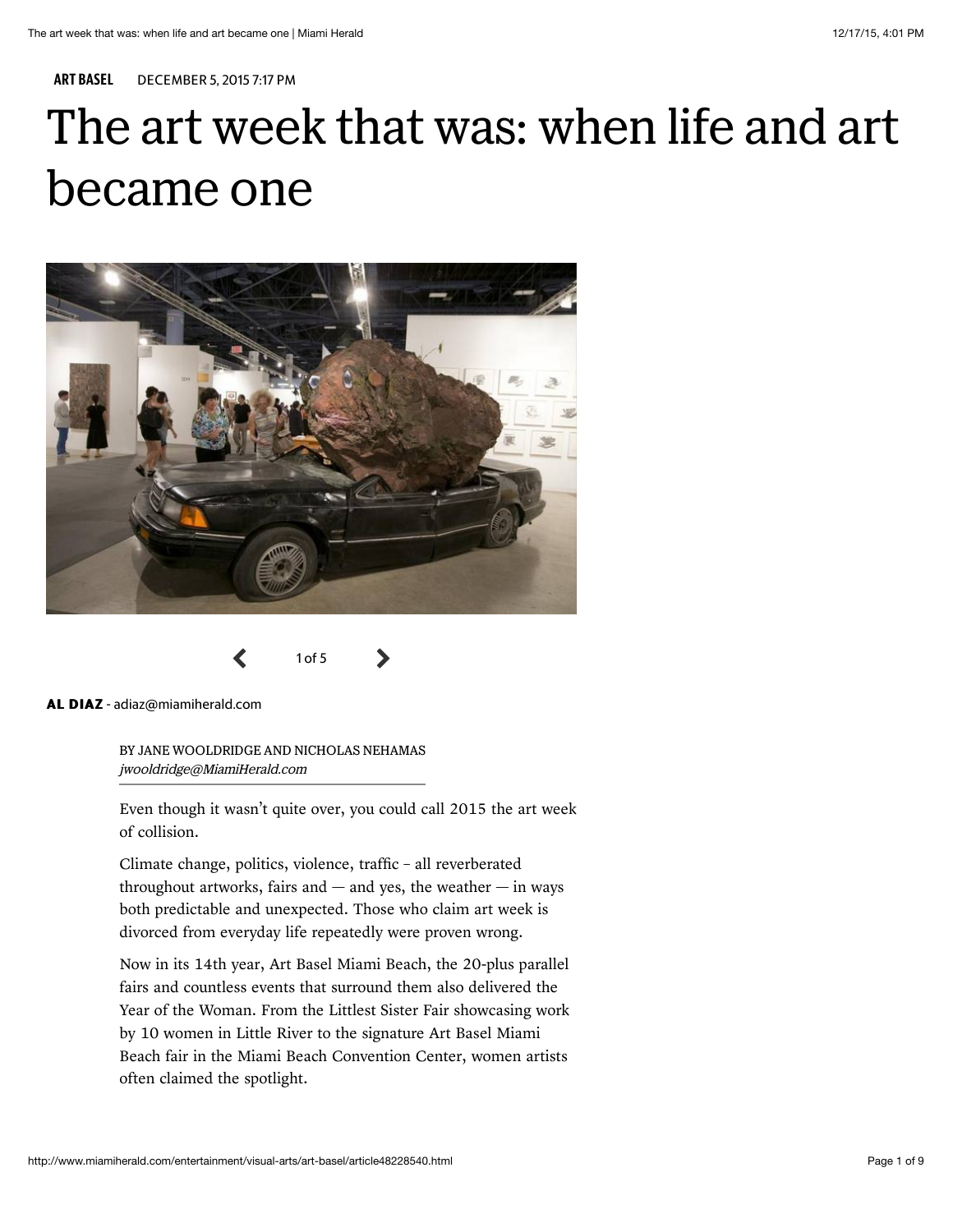**ART BASEL** DECEMBER 5, 2015 7:17 PM

# The art week that was: when life and art became one

1 of 5

**AL DIAZ** - adiaz@miamiherald.com

BY JANE WOOLDRIDGE AND NICHOLAS NEHAMAS
*jwooldridge@MiamiHerald.com*

Even though it wasn't quite over, you could call 2015 the art week of collision.

Climate change, politics, violence, traffic – all reverberated throughout artworks, fairs and — and yes, the weather — in ways both predictable and unexpected. Those who claim art week is divorced from everyday life repeatedly were proven wrong.

Now in its 14th year, Art Basel Miami Beach, the 20-plus parallel fairs and countless events that surround them also delivered the Year of the Woman. From the Littlest Sister Fair showcasing work by 10 women in Little River to the signature Art Basel Miami Beach fair in the Miami Beach Convention Center, women artists often claimed the spotlight.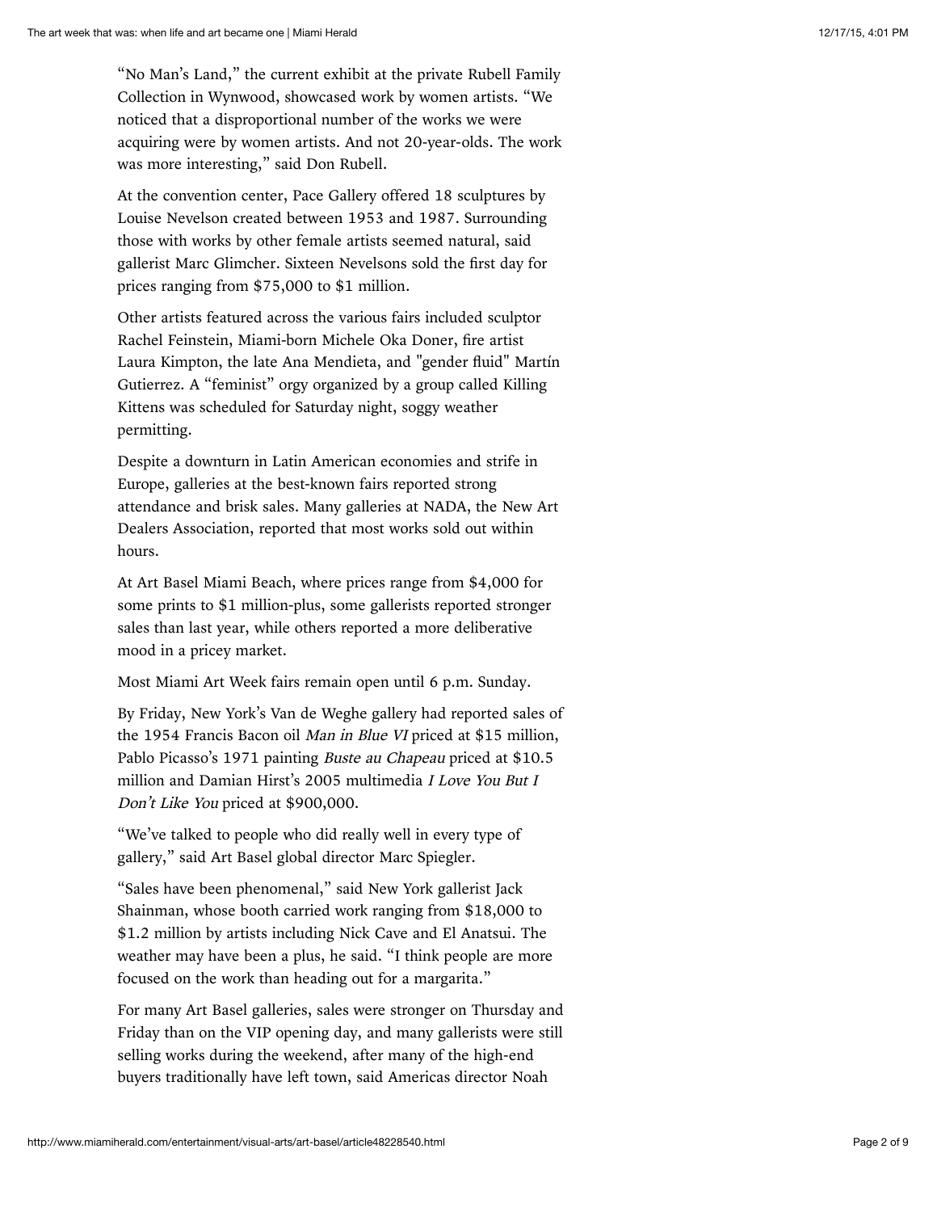"No Man's Land," the current exhibit at the private Rubell Family Collection in Wynwood, showcased work by women artists. "We noticed that a disproportional number of the works we were acquiring were by women artists. And not 20-year-olds. The work was more interesting," said Don Rubell.

At the convention center, Pace Gallery offered 18 sculptures by Louise Nevelson created between 1953 and 1987. Surrounding those with works by other female artists seemed natural, said gallerist Marc Glimcher. Sixteen Nevelsons sold the first day for prices ranging from $75,000 to $1 million.

Other artists featured across the various fairs included sculptor Rachel Feinstein, Miami-born Michele Oka Doner, fire artist Laura Kimpton, the late Ana Mendieta, and "gender fluid" Martín Gutierrez. A "feminist" orgy organized by a group called Killing Kittens was scheduled for Saturday night, soggy weather permitting.

Despite a downturn in Latin American economies and strife in Europe, galleries at the best-known fairs reported strong attendance and brisk sales. Many galleries at NADA, the New Art Dealers Association, reported that most works sold out within hours.

At Art Basel Miami Beach, where prices range from $4,000 for some prints to $1 million-plus, some gallerists reported stronger sales than last year, while others reported a more deliberative mood in a pricey market.

Most Miami Art Week fairs remain open until 6 p.m. Sunday.

By Friday, New York's Van de Weghe gallery had reported sales of the 1954 Francis Bacon oil *Man in Blue VI* priced at $15 million, Pablo Picasso's 1971 painting *Buste au Chapeau* priced at $10.5 million and Damian Hirst's 2005 multimedia *I Love You But I Don't Like You* priced at $900,000.

"We've talked to people who did really well in every type of gallery," said Art Basel global director Marc Spiegler.

"Sales have been phenomenal," said New York gallerist Jack Shainman, whose booth carried work ranging from $18,000 to $1.2 million by artists including Nick Cave and El Anatsui. The weather may have been a plus, he said. "I think people are more focused on the work than heading out for a margarita."

For many Art Basel galleries, sales were stronger on Thursday and Friday than on the VIP opening day, and many gallerists were still selling works during the weekend, after many of the high-end buyers traditionally have left town, said Americas director Noah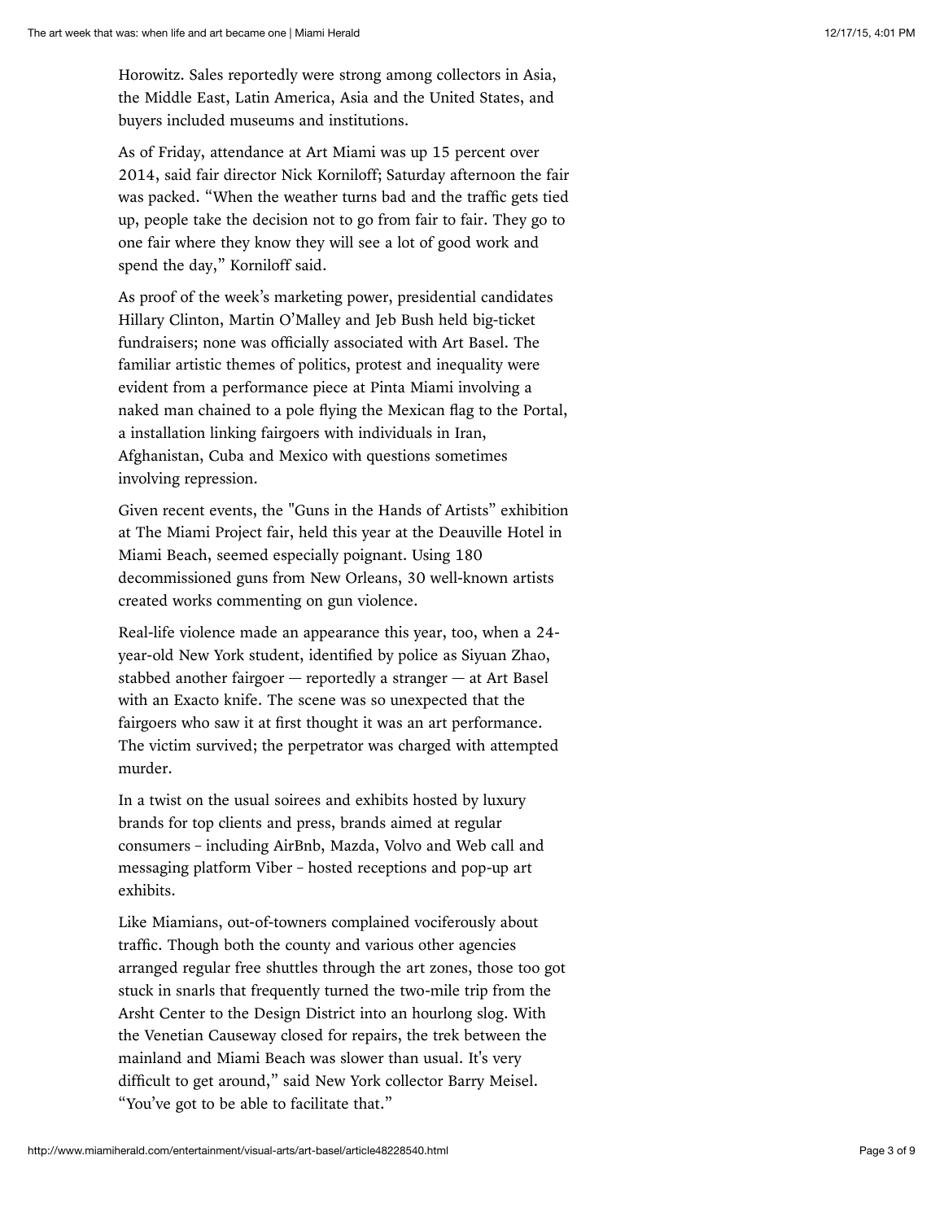Horowitz. Sales reportedly were strong among collectors in Asia, the Middle East, Latin America, Asia and the United States, and buyers included museums and institutions.

As of Friday, attendance at Art Miami was up 15 percent over 2014, said fair director Nick Korniloff; Saturday afternoon the fair was packed. “When the weather turns bad and the traffic gets tied up, people take the decision not to go from fair to fair. They go to one fair where they know they will see a lot of good work and spend the day,” Korniloff said.

As proof of the week’s marketing power, presidential candidates Hillary Clinton, Martin O’Malley and Jeb Bush held big-ticket fundraisers; none was officially associated with Art Basel. The familiar artistic themes of politics, protest and inequality were evident from a performance piece at Pinta Miami involving a naked man chained to a pole flying the Mexican flag to the Portal, a installation linking fairgoers with individuals in Iran, Afghanistan, Cuba and Mexico with questions sometimes involving repression.

Given recent events, the "Guns in the Hands of Artists” exhibition at The Miami Project fair, held this year at the Deauville Hotel in Miami Beach, seemed especially poignant. Using 180 decommissioned guns from New Orleans, 30 well-known artists created works commenting on gun violence.

Real-life violence made an appearance this year, too, when a 24-year-old New York student, identified by police as Siyuan Zhao, stabbed another fairgoer — reportedly a stranger — at Art Basel with an Exacto knife. The scene was so unexpected that the fairgoers who saw it at first thought it was an art performance. The victim survived; the perpetrator was charged with attempted murder.

In a twist on the usual soirees and exhibits hosted by luxury brands for top clients and press, brands aimed at regular consumers – including AirBnb, Mazda, Volvo and Web call and messaging platform Viber – hosted receptions and pop-up art exhibits.

Like Miamians, out-of-towners complained vociferously about traffic. Though both the county and various other agencies arranged regular free shuttles through the art zones, those too got stuck in snarls that frequently turned the two-mile trip from the Arsht Center to the Design District into an hourlong slog. With the Venetian Causeway closed for repairs, the trek between the mainland and Miami Beach was slower than usual. It's very difficult to get around,” said New York collector Barry Meisel. “You’ve got to be able to facilitate that.”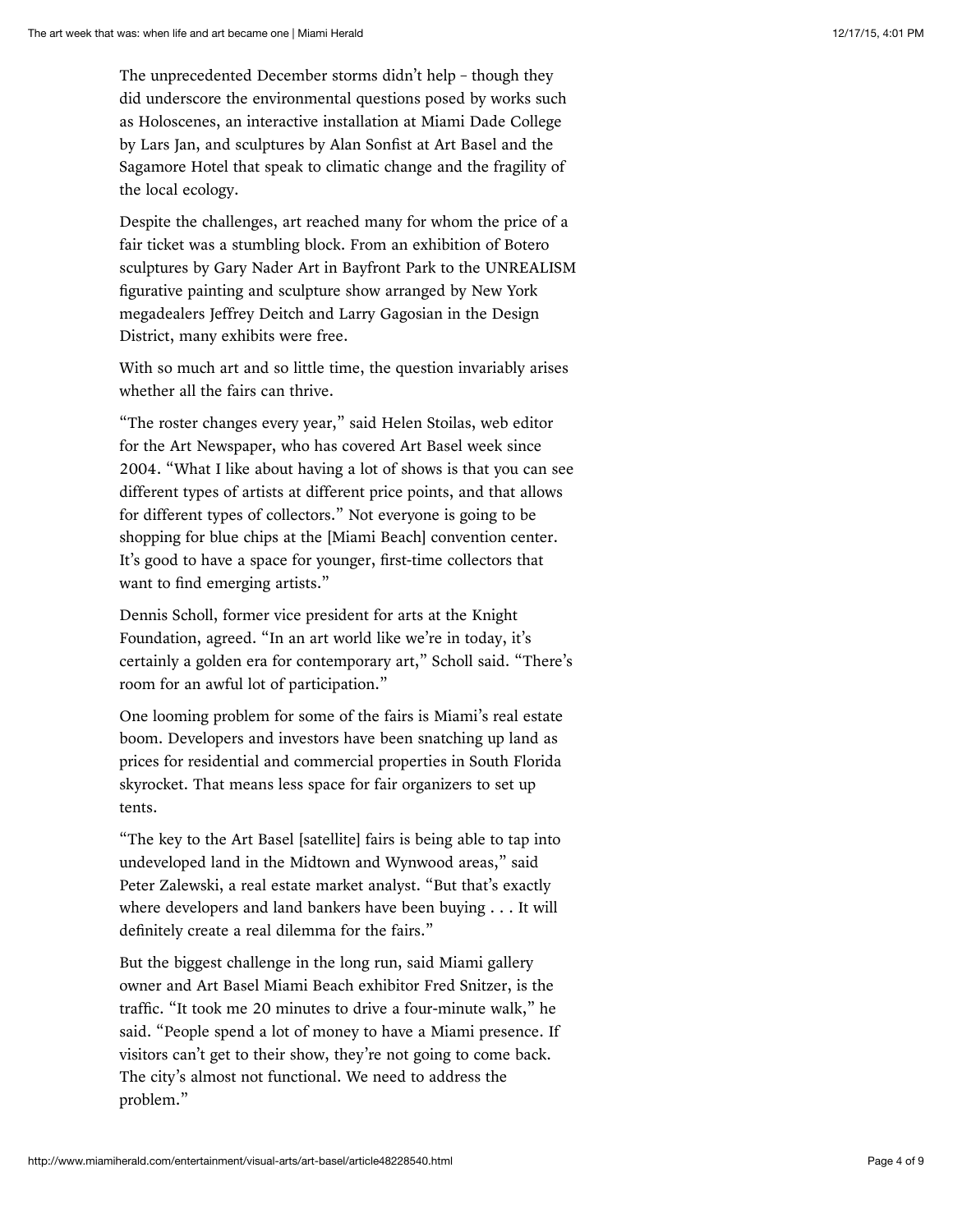The unprecedented December storms didn't help – though they did underscore the environmental questions posed by works such as Holoscenes, an interactive installation at Miami Dade College by Lars Jan, and sculptures by Alan Sonfist at Art Basel and the Sagamore Hotel that speak to climatic change and the fragility of the local ecology.

Despite the challenges, art reached many for whom the price of a fair ticket was a stumbling block. From an exhibition of Botero sculptures by Gary Nader Art in Bayfront Park to the UNREALISM figurative painting and sculpture show arranged by New York megadealers Jeffrey Deitch and Larry Gagosian in the Design District, many exhibits were free.

With so much art and so little time, the question invariably arises whether all the fairs can thrive.

"The roster changes every year," said Helen Stoilas, web editor for the Art Newspaper, who has covered Art Basel week since 2004. "What I like about having a lot of shows is that you can see different types of artists at different price points, and that allows for different types of collectors." Not everyone is going to be shopping for blue chips at the [Miami Beach] convention center. It's good to have a space for younger, first-time collectors that want to find emerging artists."

Dennis Scholl, former vice president for arts at the Knight Foundation, agreed. "In an art world like we're in today, it's certainly a golden era for contemporary art," Scholl said. "There's room for an awful lot of participation."

One looming problem for some of the fairs is Miami's real estate boom. Developers and investors have been snatching up land as prices for residential and commercial properties in South Florida skyrocket. That means less space for fair organizers to set up tents.

"The key to the Art Basel [satellite] fairs is being able to tap into undeveloped land in the Midtown and Wynwood areas," said Peter Zalewski, a real estate market analyst. "But that's exactly where developers and land bankers have been buying . . . It will definitely create a real dilemma for the fairs."

But the biggest challenge in the long run, said Miami gallery owner and Art Basel Miami Beach exhibitor Fred Snitzer, is the traffic. "It took me 20 minutes to drive a four-minute walk," he said. "People spend a lot of money to have a Miami presence. If visitors can't get to their show, they're not going to come back. The city's almost not functional. We need to address the problem."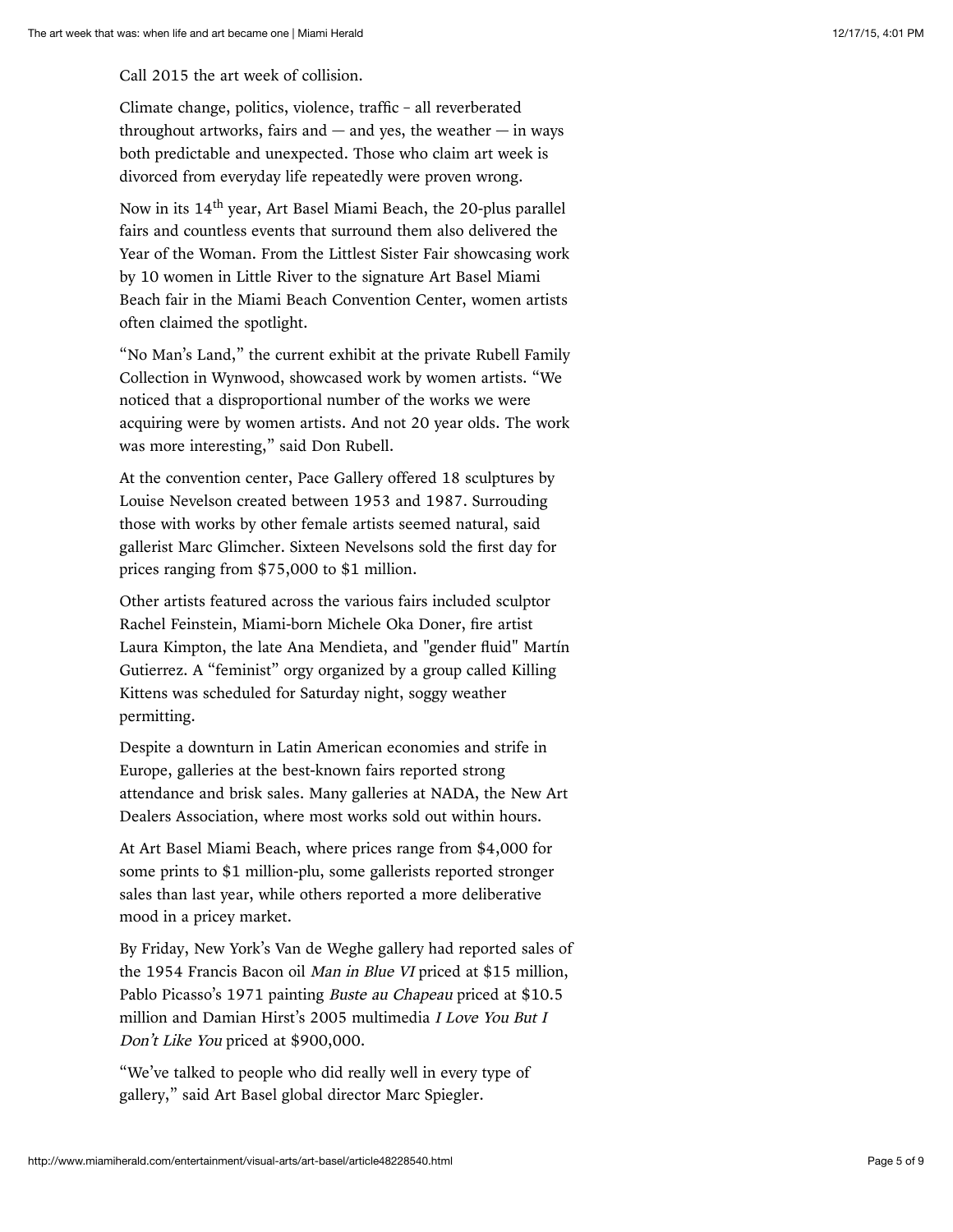Call 2015 the art week of collision.

Climate change, politics, violence, traffic – all reverberated throughout artworks, fairs and — and yes, the weather — in ways both predictable and unexpected. Those who claim art week is divorced from everyday life repeatedly were proven wrong.

Now in its 14th year, Art Basel Miami Beach, the 20-plus parallel fairs and countless events that surround them also delivered the Year of the Woman. From the Littlest Sister Fair showcasing work by 10 women in Little River to the signature Art Basel Miami Beach fair in the Miami Beach Convention Center, women artists often claimed the spotlight.

"No Man's Land," the current exhibit at the private Rubell Family Collection in Wynwood, showcased work by women artists. "We noticed that a disproportional number of the works we were acquiring were by women artists. And not 20 year olds. The work was more interesting," said Don Rubell.

At the convention center, Pace Gallery offered 18 sculptures by Louise Nevelson created between 1953 and 1987. Surrounding those with works by other female artists seemed natural, said gallerist Marc Glimcher. Sixteen Nevelsons sold the first day for prices ranging from $75,000 to $1 million.

Other artists featured across the various fairs included sculptor Rachel Feinstein, Miami-born Michele Oka Doner, fire artist Laura Kimpton, the late Ana Mendieta, and "gender fluid" Martín Gutierrez. A "feminist" orgy organized by a group called Killing Kittens was scheduled for Saturday night, soggy weather permitting.

Despite a downturn in Latin American economies and strife in Europe, galleries at the best-known fairs reported strong attendance and brisk sales. Many galleries at NADA, the New Art Dealers Association, where most works sold out within hours.

At Art Basel Miami Beach, where prices range from $4,000 for some prints to $1 million-plu, some gallerists reported stronger sales than last year, while others reported a more deliberative mood in a pricey market.

By Friday, New York's Van de Weghe gallery had reported sales of the 1954 Francis Bacon oil *Man in Blue VI* priced at $15 million, Pablo Picasso's 1971 painting *Buste au Chapeau* priced at $10.5 million and Damian Hirst's 2005 multimedia *I Love You But I Don't Like You* priced at $900,000.

"We've talked to people who did really well in every type of gallery," said Art Basel global director Marc Spiegler.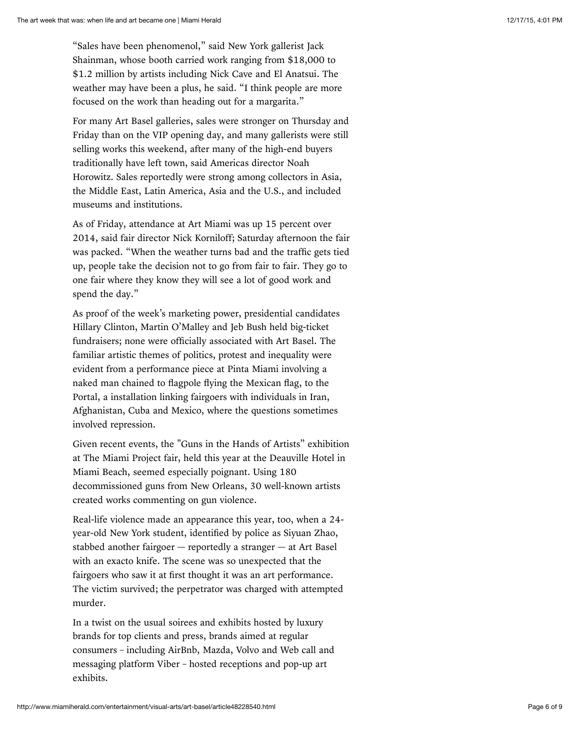"Sales have been phenomenol," said New York gallerist Jack Shainman, whose booth carried work ranging from $18,000 to $1.2 million by artists including Nick Cave and El Anatsui. The weather may have been a plus, he said. "I think people are more focused on the work than heading out for a margarita."

For many Art Basel galleries, sales were stronger on Thursday and Friday than on the VIP opening day, and many gallerists were still selling works this weekend, after many of the high-end buyers traditionally have left town, said Americas director Noah Horowitz. Sales reportedly were strong among collectors in Asia, the Middle East, Latin America, Asia and the U.S., and included museums and institutions.

As of Friday, attendance at Art Miami was up 15 percent over 2014, said fair director Nick Korniloff; Saturday afternoon the fair was packed. "When the weather turns bad and the traffic gets tied up, people take the decision not to go from fair to fair. They go to one fair where they know they will see a lot of good work and spend the day."

As proof of the week's marketing power, presidential candidates Hillary Clinton, Martin O'Malley and Jeb Bush held big-ticket fundraisers; none were officially associated with Art Basel. The familiar artistic themes of politics, protest and inequality were evident from a performance piece at Pinta Miami involving a naked man chained to flagpole flying the Mexican flag, to the Portal, a installation linking fairgoers with individuals in Iran, Afghanistan, Cuba and Mexico, where the questions sometimes involved repression.

Given recent events, the "Guns in the Hands of Artists" exhibition at The Miami Project fair, held this year at the Deauville Hotel in Miami Beach, seemed especially poignant. Using 180 decommissioned guns from New Orleans, 30 well-known artists created works commenting on gun violence.

Real-life violence made an appearance this year, too, when a 24-year-old New York student, identified by police as Siyuan Zhao, stabbed another fairgoer — reportedly a stranger — at Art Basel with an exacto knife. The scene was so unexpected that the fairgoers who saw it at first thought it was an art performance. The victim survived; the perpetrator was charged with attempted murder.

In a twist on the usual soirees and exhibits hosted by luxury brands for top clients and press, brands aimed at regular consumers – including AirBnb, Mazda, Volvo and Web call and messaging platform Viber – hosted receptions and pop-up art exhibits.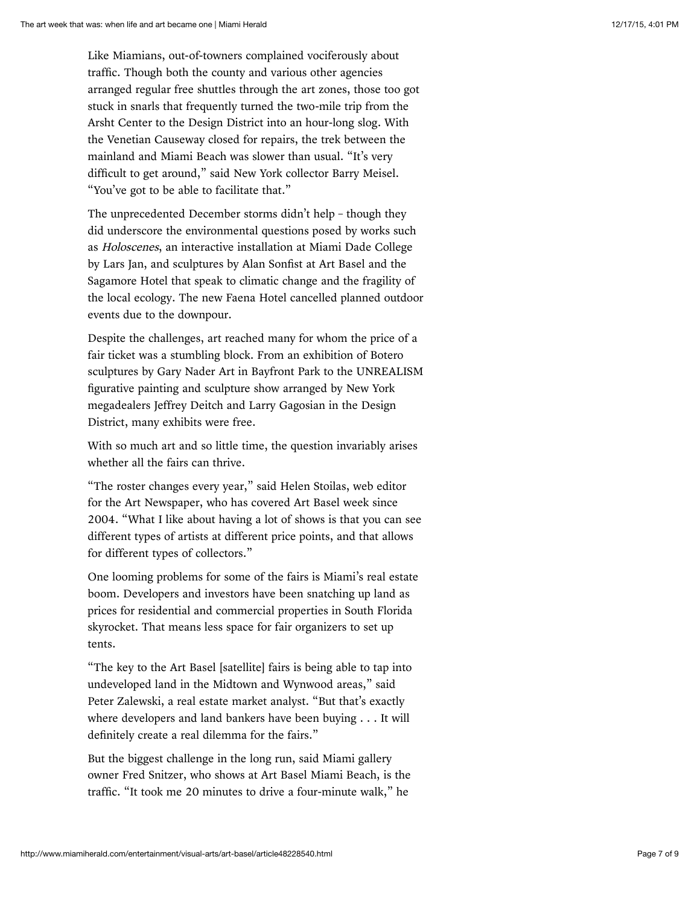Like Miamians, out-of-towners complained vociferously about traffic. Though both the county and various other agencies arranged regular free shuttles through the art zones, those too got stuck in snarls that frequently turned the two-mile trip from the Arsht Center to the Design District into an hour-long slog. With the Venetian Causeway closed for repairs, the trek between the mainland and Miami Beach was slower than usual. "It's very difficult to get around," said New York collector Barry Meisel. "You've got to be able to facilitate that."

The unprecedented December storms didn't help – though they did underscore the environmental questions posed by works such as *Holoscenes*, an interactive installation at Miami Dade College by Lars Jan, and sculptures by Alan Sonfist at Art Basel and the Sagamore Hotel that speak to climatic change and the fragility of the local ecology. The new Faena Hotel cancelled planned outdoor events due to the downpour.

Despite the challenges, art reached many for whom the price of a fair ticket was a stumbling block. From an exhibition of Botero sculptures by Gary Nader Art in Bayfront Park to the UNREALISM figurative painting and sculpture show arranged by New York megadealers Jeffrey Deitch and Larry Gagosian in the Design District, many exhibits were free.

With so much art and so little time, the question invariably arises whether all the fairs can thrive.

"The roster changes every year," said Helen Stoilas, web editor for the Art Newspaper, who has covered Art Basel week since 2004. "What I like about having a lot of shows is that you can see different types of artists at different price points, and that allows for different types of collectors."

One looming problems for some of the fairs is Miami's real estate boom. Developers and investors have been snatching up land as prices for residential and commercial properties in South Florida skyrocket. That means less space for fair organizers to set up tents.

"The key to the Art Basel [satellite] fairs is being able to tap into undeveloped land in the Midtown and Wynwood areas," said Peter Zalewski, a real estate market analyst. "But that's exactly where developers and land bankers have been buying . . . It will definitely create a real dilemma for the fairs."

But the biggest challenge in the long run, said Miami gallery owner Fred Snitzer, who shows at Art Basel Miami Beach, is the traffic. "It took me 20 minutes to drive a four-minute walk," he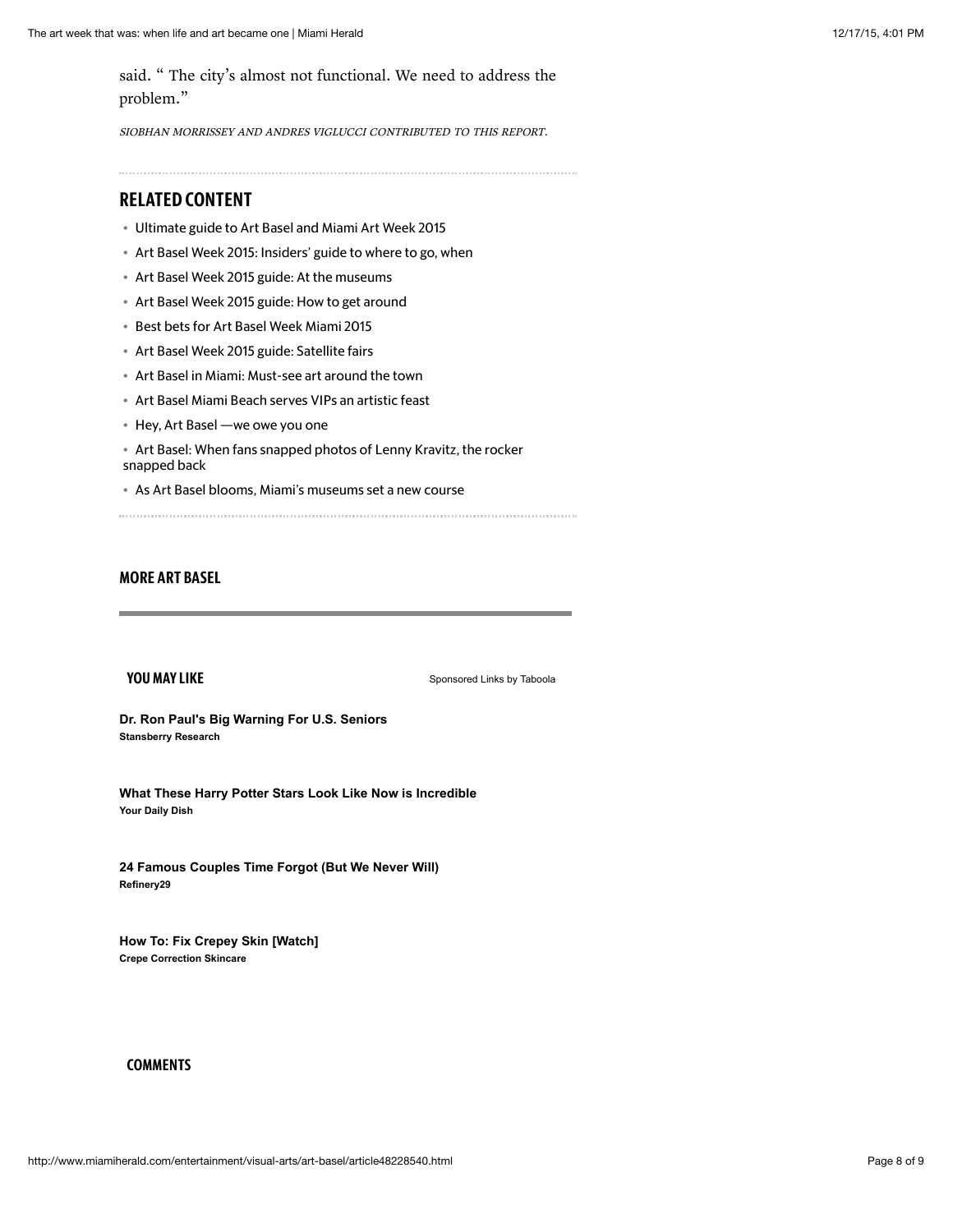said. " The city's almost not functional. We need to address the problem."

*SIOBHAN MORRISSEY AND ANDRES VIGLUCCI CONTRIBUTED TO THIS REPORT.*

## RELATED CONTENT

- Ultimate guide to Art Basel and Miami Art Week 2015
- Art Basel Week 2015: Insiders' guide to where to go, when
- Art Basel Week 2015 guide: At the museums
- Art Basel Week 2015 guide: How to get around
- Best bets for Art Basel Week Miami 2015
- Art Basel Week 2015 guide: Satellite fairs
- Art Basel in Miami: Must-see art around the town
- Art Basel Miami Beach serves VIPs an artistic feast
- Hey, Art Basel —we owe you one
- Art Basel: When fans snapped photos of Lenny Kravitz, the rocker snapped back
- As Art Basel blooms, Miami's museums set a new course

## MORE ART BASEL

## YOU MAY LIKE

Sponsored Links by Taboola

**Dr. Ron Paul's Big Warning For U.S. Seniors**
**Stansberry Research**

**What These Harry Potter Stars Look Like Now is Incredible**
**Your Daily Dish**

**24 Famous Couples Time Forgot (But We Never Will)**
**Refinery29**

**How To: Fix Crepey Skin [Watch]**
**Crepe Correction Skincare**

## COMMENTS